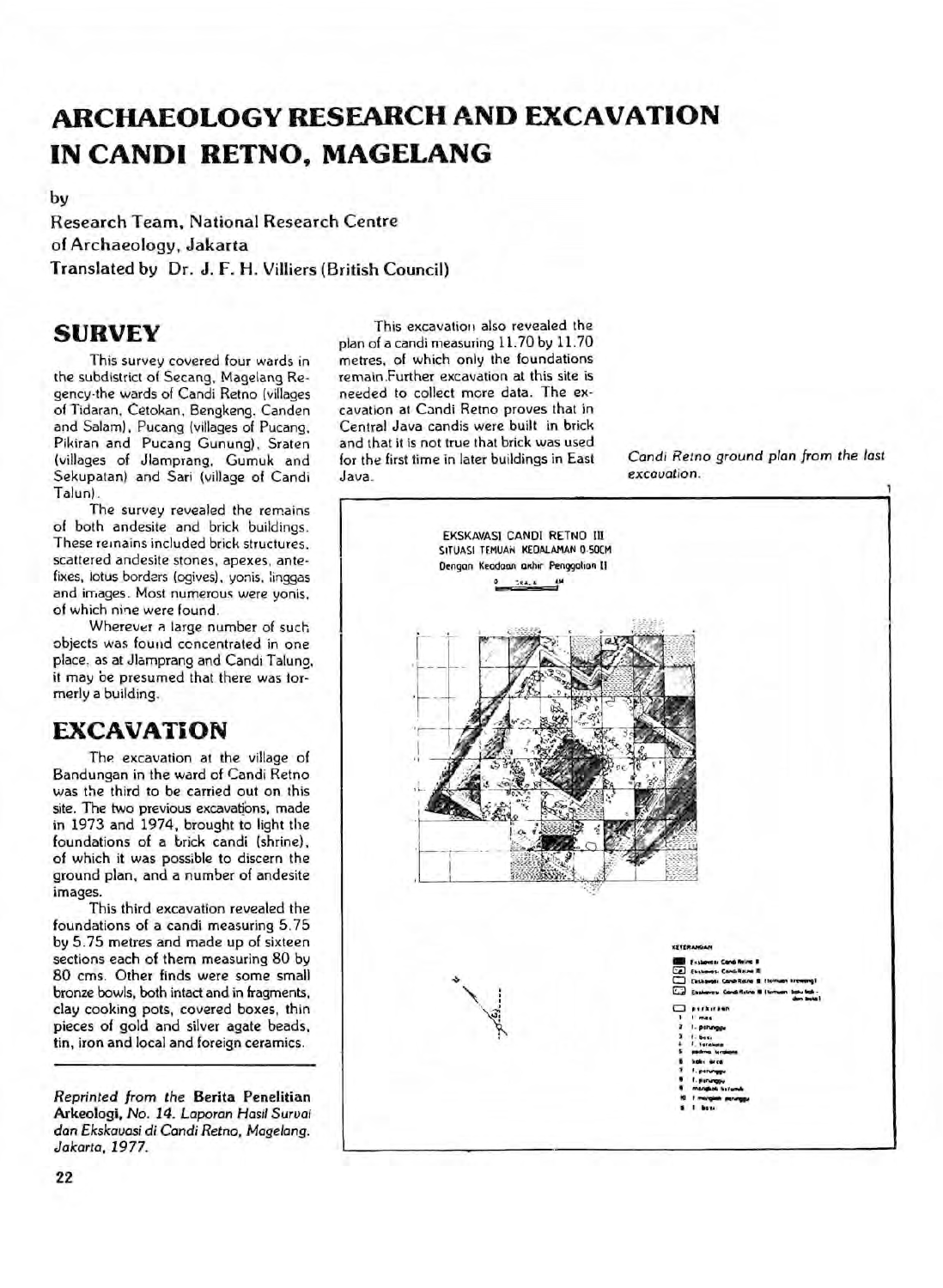# ARCHAEOLOGY RESEARCH AND EXCAVATION IN CANDI RETNO, MAGELANG

by

Research Team, National Research Centre of Archaeology, Jakarta

Translated by Dr. J. F. H. Villiers (British Council)

## SURVEY

This survey covered four wards in the subdistrict of Secang, Magelang Regency the wards of Candi Retno (villages of Tidaran, Cetokan, Bengkeng, Canden and Salam), Pucang (villages of Pucang, Pikiran and Pucang Gunung), Sraten (villages of Jlamprang, Gumuk and Sekupatan) and Sari (village of Candi Talun).

The survey revealed the remains of both andesite and brick buildings. These remains included brick structures, scattered andesite stones, apexes, antefixes, lotus borders (ogives), yonis, linggas and images. Most numerous were yonis, of which nine were found.

Wherever a large number of such objects was found concentrated in one place, as at Jlamprang and Candi Talung, it may be presumed that there was formerly a building.

## EXCAVATION

The excavation at the village of Bandungan in the ward of Candi Retno was the third to be carried out on this site. The two previous excavations, made in 1973 and 1974, brought to light the foundations of a brick candi (shrine), of which it was possible to discern the ground plan, and a number of andesite images.

This third excavation revealed the foundations of a candi measuring 5.75 by 5.75 metres and made up of sixteen sections each of them measuring 80 by 80 cms. Other finds were some small bronze bowls, both intact and in fragments, clay cooking pots, covered boxes, thin pieces of gold and silver agate beads, tin, iron and local and foreign ceramics.

This excavation also revealed the plan of a candi measuring 11.70 by 11.70 metres, of which only the foundations remain. Further excavation at this site is needed to collect more data. The excavation at Candi Retno proves that in Central Java candis were built in brick and that it is not true that brick was used for the first time in later buildings in East Java.

*Reprinted from the* **Berita Penelitian Arkeologi**, *No. 14. Laporan Hasil Survai dan Ekskavasi di Candi Retno, Magelang. Jakarta, 1977.*

EKSKAVASI CANDI RETNO III
SITUASI TEMUAN KEDALAMAN 0-50CM
Dengan Keadaan akhir Penggalian II

*Candi Retno ground plan from the last excavation.*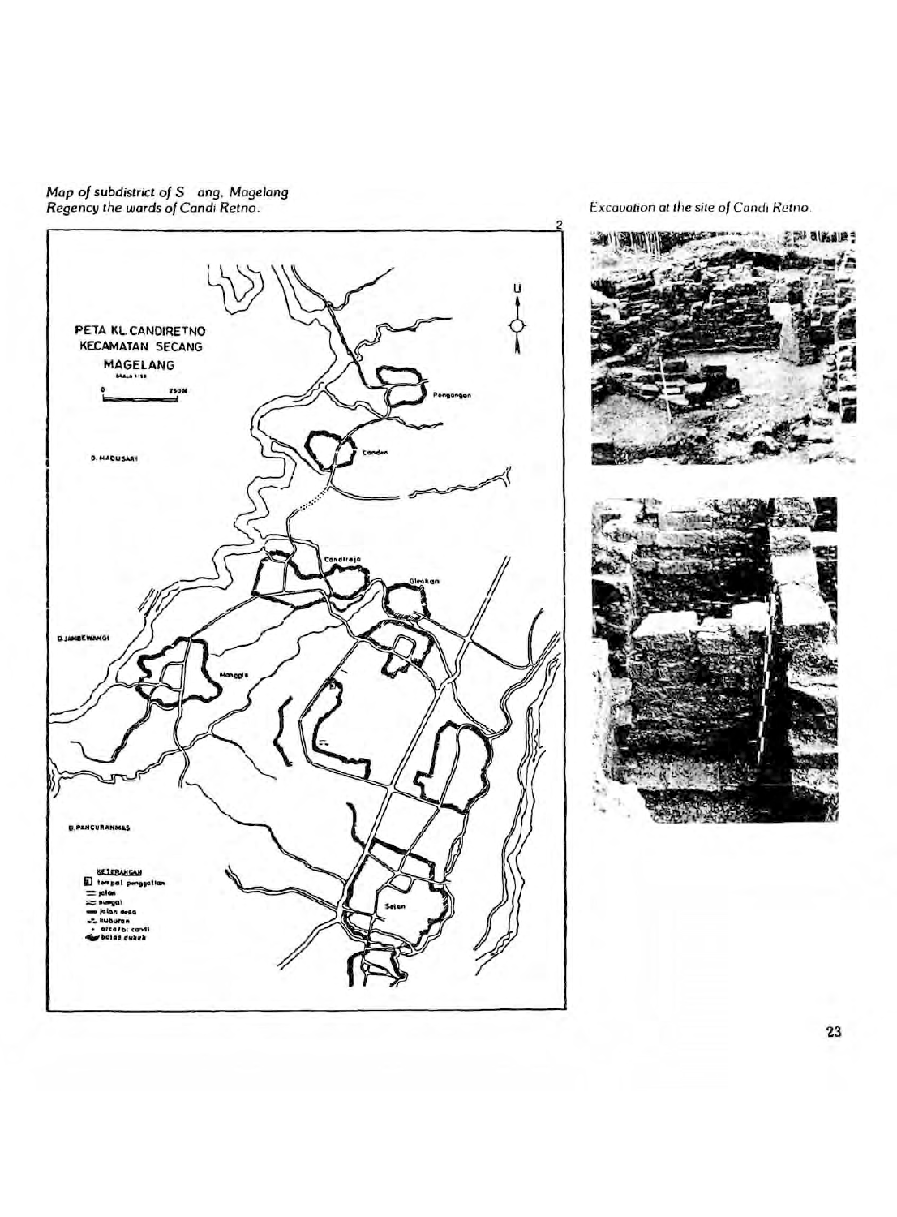*Map of subdistrict of S ang, Magelang Regency the wards of Candi Retno.*

2

PETA KL.CANDIRETNO
KECAMATAN SECANG
MAGELANG

0 250 M

U

Pongangan

Candan

D. MADUSARI

Candirejo

Glerhan

D.JAMBEWANGI

Manggis

D.PANCURANMAS

Selan

KETERANGAN
tempat penggalian
jalan
sungai
jalan desa
kuburan
arca/bt candi
batas dukuh

*Excavation at the site of Candi Retno.*